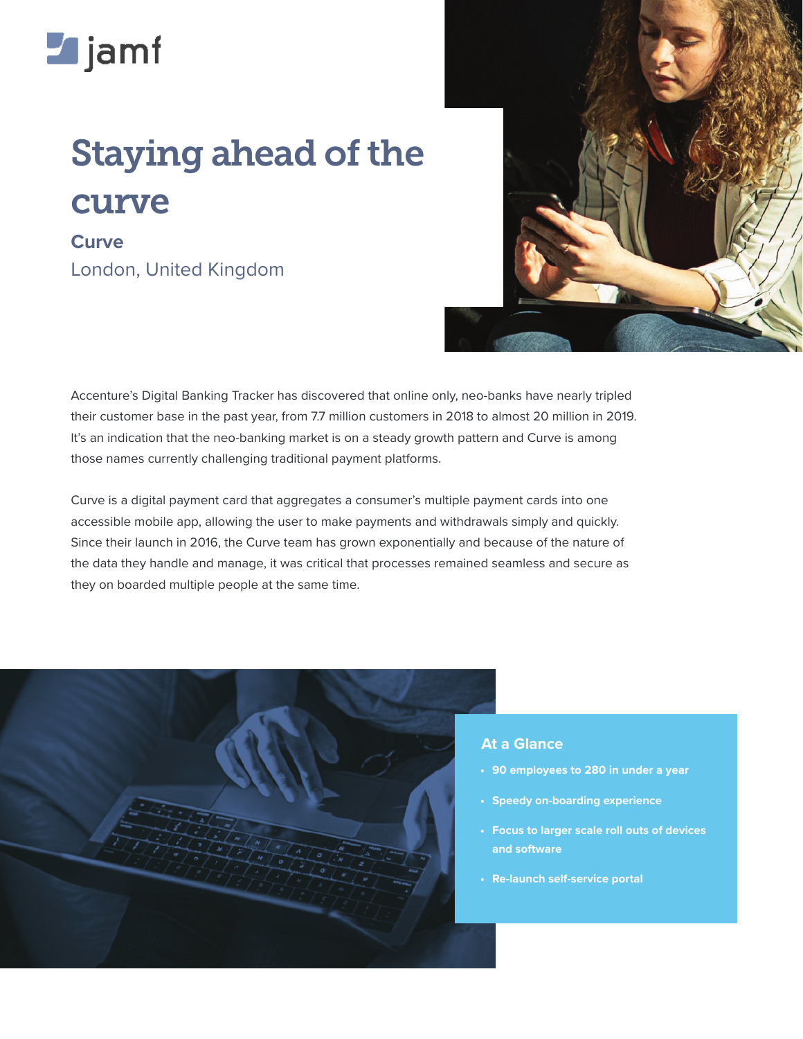# Staying ahead of the curve

**Curve**

London, United Kingdom

Accenture's Digital Banking Tracker has discovered that online only, neo-banks have nearly tripled their customer base in the past year, from 7.7 million customers in 2018 to almost 20 million in 2019. It's an indication that the neo-banking market is on a steady growth pattern and Curve is among those names currently challenging traditional payment platforms.

Curve is a digital payment card that aggregates a consumer's multiple payment cards into one accessible mobile app, allowing the user to make payments and withdrawals simply and quickly. Since their launch in 2016, the Curve team has grown exponentially and because of the nature of the data they handle and manage, it was critical that processes remained seamless and secure as they on boarded multiple people at the same time.

## At a Glance

- **90 employees to 280 in under a year**
- **Speedy on-boarding experience**
- **Focus to larger scale roll outs of devices and software**
- **Re-launch self-service portal**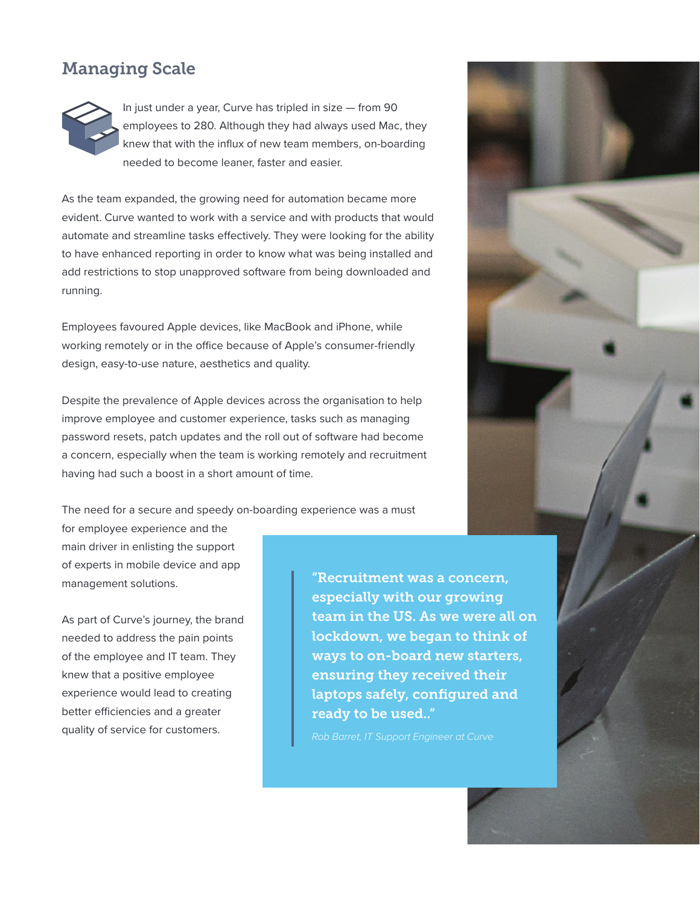## Managing Scale

In just under a year, Curve has tripled in size — from 90 employees to 280. Although they had always used Mac, they knew that with the influx of new team members, on-boarding needed to become leaner, faster and easier.

As the team expanded, the growing need for automation became more evident. Curve wanted to work with a service and with products that would automate and streamline tasks effectively. They were looking for the ability to have enhanced reporting in order to know what was being installed and add restrictions to stop unapproved software from being downloaded and running.

Employees favoured Apple devices, like MacBook and iPhone, while working remotely or in the office because of Apple's consumer-friendly design, easy-to-use nature, aesthetics and quality.

Despite the prevalence of Apple devices across the organisation to help improve employee and customer experience, tasks such as managing password resets, patch updates and the roll out of software had become a concern, especially when the team is working remotely and recruitment having had such a boost in a short amount of time.

The need for a secure and speedy on-boarding experience was a must for employee experience and the main driver in enlisting the support of experts in mobile device and app management solutions.

As part of Curve's journey, the brand needed to address the pain points of the employee and IT team. They knew that a positive employee experience would lead to creating better efficiencies and a greater quality of service for customers.

> **"Recruitment was a concern, especially with our growing team in the US. As we were all on lockdown, we began to think of ways to on-board new starters, ensuring they received their laptops safely, configured and ready to be used.."**
>
> *Rob Barret, IT Support Engineer at Curve*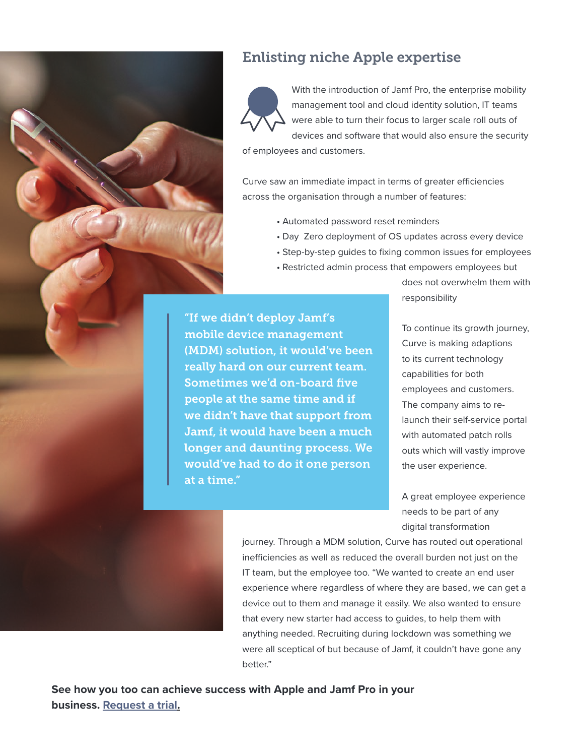## Enlisting niche Apple expertise

With the introduction of Jamf Pro, the enterprise mobility management tool and cloud identity solution, IT teams were able to turn their focus to larger scale roll outs of devices and software that would also ensure the security of employees and customers.

Curve saw an immediate impact in terms of greater efficiencies across the organisation through a number of features:

- Automated password reset reminders
- Day Zero deployment of OS updates across every device
- Step-by-step guides to fixing common issues for employees
- Restricted admin process that empowers employees but does not overwhelm them with responsibility

> "If we didn't deploy Jamf's mobile device management (MDM) solution, it would've been really hard on our current team. Sometimes we'd on-board five people at the same time and if we didn't have that support from Jamf, it would have been a much longer and daunting process. We would've had to do it one person at a time."

To continue its growth journey, Curve is making adaptions to its current technology capabilities for both employees and customers. The company aims to re-launch their self-service portal with automated patch rolls outs which will vastly improve the user experience.

A great employee experience needs to be part of any digital transformation journey. Through a MDM solution, Curve has routed out operational inefficiencies as well as reduced the overall burden not just on the IT team, but the employee too. "We wanted to create an end user experience where regardless of where they are based, we can get a device out to them and manage it easily. We also wanted to ensure that every new starter had access to guides, to help them with anything needed. Recruiting during lockdown was something we were all sceptical of but because of Jamf, it couldn't have gone any better."

**See how you too can achieve success with Apple and Jamf Pro in your business. Request a trial.**